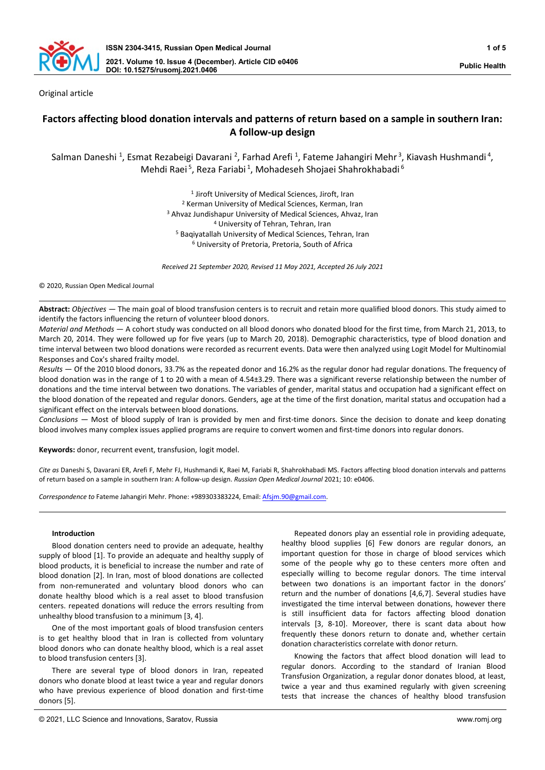Original article

# Factors affecting blood donation intervals and patterns of return based on a sample in southern Iran: A follow-up design

Salman Daneshi [1], Esmat Rezabeigi Davarani [2], Farhad Arefi [1], Fateme Jahangiri Mehr [3], Kiavash Hushmandi [4], Mehdi Raei [5], Reza Fariabi [1], Mohadeseh Shojaei Shahrokhabadi [6]

[1] Jiroft University of Medical Sciences, Jiroft, Iran
[2] Kerman University of Medical Sciences, Kerman, Iran
[3] Ahvaz Jundishapur University of Medical Sciences, Ahvaz, Iran
[4] University of Tehran, Tehran, Iran
[5] Baqiyatallah University of Medical Sciences, Tehran, Iran
[6] University of Pretoria, Pretoria, South of Africa

*Received 21 September 2020, Revised 11 May 2021, Accepted 26 July 2021*

© 2020, Russian Open Medical Journal

**Abstract:** *Objectives* — The main goal of blood transfusion centers is to recruit and retain more qualified blood donors. This study aimed to identify the factors influencing the return of volunteer blood donors.

*Material and Methods* — A cohort study was conducted on all blood donors who donated blood for the first time, from March 21, 2013, to March 20, 2014. They were followed up for five years (up to March 20, 2018). Demographic characteristics, type of blood donation and time interval between two blood donations were recorded as recurrent events. Data were then analyzed using Logit Model for Multinomial Responses and Cox's shared frailty model.

*Results* — Of the 2010 blood donors, 33.7% as the repeated donor and 16.2% as the regular donor had regular donations. The frequency of blood donation was in the range of 1 to 20 with a mean of 4.54±3.29. There was a significant reverse relationship between the number of donations and the time interval between two donations. The variables of gender, marital status and occupation had a significant effect on the blood donation of the repeated and regular donors. Genders, age at the time of the first donation, marital status and occupation had a significant effect on the intervals between blood donations.

*Conclusions* — Most of blood supply of Iran is provided by men and first-time donors. Since the decision to donate and keep donating blood involves many complex issues applied programs are require to convert women and first-time donors into regular donors.

**Keywords:** donor, recurrent event, transfusion, logit model.

*Cite as* Daneshi S, Davarani ER, Arefi F, Mehr FJ, Hushmandi K, Raei M, Fariabi R, Shahrokhabadi MS. Factors affecting blood donation intervals and patterns of return based on a sample in southern Iran: A follow-up design. *Russian Open Medical Journal* 2021; 10: e0406.

*Correspondence to* Fateme Jahangiri Mehr. Phone: +989303383224, Email: Afsjm.90@gmail.com.

## Introduction

Blood donation centers need to provide an adequate, healthy supply of blood [1]. To provide an adequate and healthy supply of blood products, it is beneficial to increase the number and rate of blood donation [2]. In Iran, most of blood donations are collected from non-remunerated and voluntary blood donors who can donate healthy blood which is a real asset to blood transfusion centers. repeated donations will reduce the errors resulting from unhealthy blood transfusion to a minimum [3, 4].

One of the most important goals of blood transfusion centers is to get healthy blood that in Iran is collected from voluntary blood donors who can donate healthy blood, which is a real asset to blood transfusion centers [3].

There are several type of blood donors in Iran, repeated donors who donate blood at least twice a year and regular donors who have previous experience of blood donation and first-time donors [5].

Repeated donors play an essential role in providing adequate, healthy blood supplies [6] Few donors are regular donors, an important question for those in charge of blood services which some of the people why go to these centers more often and especially willing to become regular donors. The time interval between two donations is an important factor in the donors' return and the number of donations [4,6,7]. Several studies have investigated the time interval between donations, however there is still insufficient data for factors affecting blood donation intervals [3, 8-10]. Moreover, there is scant data about how frequently these donors return to donate and, whether certain donation characteristics correlate with donor return.

Knowing the factors that affect blood donation will lead to regular donors. According to the standard of Iranian Blood Transfusion Organization, a regular donor donates blood, at least, twice a year and thus examined regularly with given screening tests that increase the chances of healthy blood transfusion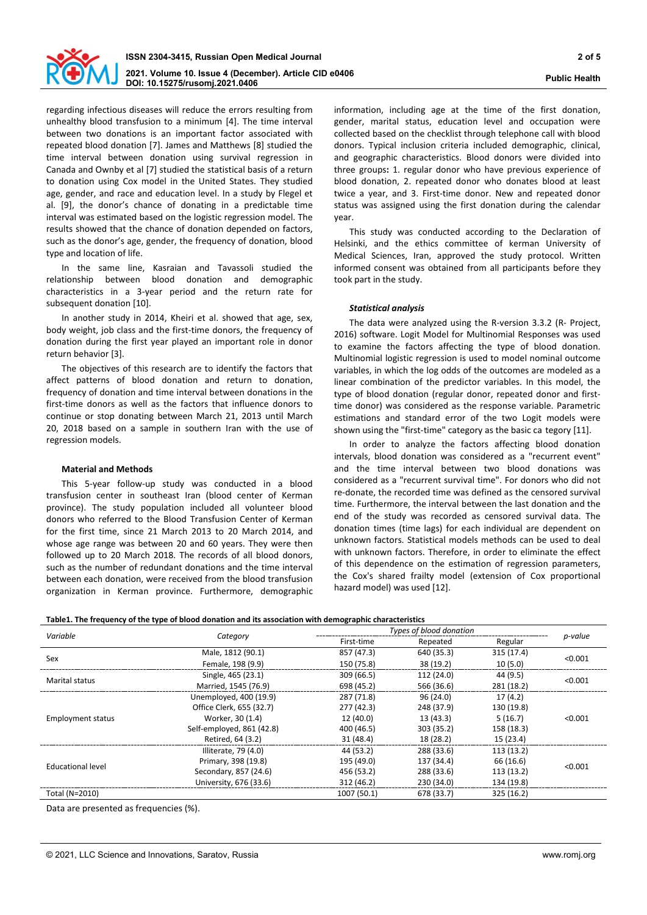regarding infectious diseases will reduce the errors resulting from unhealthy blood transfusion to a minimum [4]. The time interval between two donations is an important factor associated with repeated blood donation [7]. James and Matthews [8] studied the time interval between donation using survival regression in Canada and Ownby et al [7] studied the statistical basis of a return to donation using Cox model in the United States. They studied age, gender, and race and education level. In a study by Flegel et al. [9], the donor's chance of donating in a predictable time interval was estimated based on the logistic regression model. The results showed that the chance of donation depended on factors, such as the donor's age, gender, the frequency of donation, blood type and location of life.

In the same line, Kasraian and Tavassoli studied the relationship between blood donation and demographic characteristics in a 3-year period and the return rate for subsequent donation [10].

In another study in 2014, Kheiri et al. showed that age, sex, body weight, job class and the first-time donors, the frequency of donation during the first year played an important role in donor return behavior [3].

The objectives of this research are to identify the factors that affect patterns of blood donation and return to donation, frequency of donation and time interval between donations in the first-time donors as well as the factors that influence donors to continue or stop donating between March 21, 2013 until March 20, 2018 based on a sample in southern Iran with the use of regression models.

### Material and Methods

This 5-year follow-up study was conducted in a blood transfusion center in southeast Iran (blood center of Kerman province). The study population included all volunteer blood donors who referred to the Blood Transfusion Center of Kerman for the first time, since 21 March 2013 to 20 March 2014, and whose age range was between 20 and 60 years. They were then followed up to 20 March 2018. The records of all blood donors, such as the number of redundant donations and the time interval between each donation, were received from the blood transfusion organization in Kerman province. Furthermore, demographic information, including age at the time of the first donation, gender, marital status, education level and occupation were collected based on the checklist through telephone call with blood donors. Typical inclusion criteria included demographic, clinical, and geographic characteristics. Blood donors were divided into three groups**:** 1. regular donor who have previous experience of blood donation, 2. repeated donor who donates blood at least twice a year, and 3. First-time donor. New and repeated donor status was assigned using the first donation during the calendar year.

This study was conducted according to the Declaration of Helsinki, and the ethics committee of kerman University of Medical Sciences, Iran, approved the study protocol. Written informed consent was obtained from all participants before they took part in the study.

#### *Statistical analysis*

The data were analyzed using the R-version 3.3.2 (R- Project, 2016) software. Logit Model for Multinomial Responses was used to examine the factors affecting the type of blood donation. Multinomial logistic regression is used to model nominal outcome variables, in which the log odds of the outcomes are modeled as a linear combination of the predictor variables. In this model, the type of blood donation (regular donor, repeated donor and first-time donor) was considered as the response variable. Parametric estimations and standard error of the two Logit models were shown using the "first-time" category as the basic ca tegory [11].

In order to analyze the factors affecting blood donation intervals, blood donation was considered as a "recurrent event" and the time interval between two blood donations was considered as a "recurrent survival time". For donors who did not re-donate, the recorded time was defined as the censored survival time. Furthermore, the interval between the last donation and the end of the study was recorded as censored survival data. The donation times (time lags) for each individual are dependent on unknown factors. Statistical models methods can be used to deal with unknown factors. Therefore, in order to eliminate the effect of this dependence on the estimation of regression parameters, the Cox's shared frailty model (extension of Cox proportional hazard model) was used [12].

**Table1. The frequency of the type of blood donation and its association with demographic characteristics**

| *Variable* | *Category* | *Types of blood donation* | | | *p-value* |
|---|---|---|---|---|---|
| | | First-time | Repeated | Regular | |
| Sex | Male, 1812 (90.1) | 857 (47.3) | 640 (35.3) | 315 (17.4) | <0.001 |
| | Female, 198 (9.9) | 150 (75.8) | 38 (19.2) | 10 (5.0) | |
| Marital status | Single, 465 (23.1) | 309 (66.5) | 112 (24.0) | 44 (9.5) | <0.001 |
| | Married, 1545 (76.9) | 698 (45.2) | 566 (36.6) | 281 (18.2) | |
| Employment status | Unemployed, 400 (19.9) | 287 (71.8) | 96 (24.0) | 17 (4.2) | <0.001 |
| | Office Clerk, 655 (32.7) | 277 (42.3) | 248 (37.9) | 130 (19.8) | |
| | Worker, 30 (1.4) | 12 (40.0) | 13 (43.3) | 5 (16.7) | |
| | Self-employed, 861 (42.8) | 400 (46.5) | 303 (35.2) | 158 (18.3) | |
| | Retired, 64 (3.2) | 31 (48.4) | 18 (28.2) | 15 (23.4) | |
| Educational level | Illiterate, 79 (4.0) | 44 (53.2) | 288 (33.6) | 113 (13.2) | <0.001 |
| | Primary, 398 (19.8) | 195 (49.0) | 137 (34.4) | 66 (16.6) | |
| | Secondary, 857 (24.6) | 456 (53.2) | 288 (33.6) | 113 (13.2) | |
| | University, 676 (33.6) | 312 (46.2) | 230 (34.0) | 134 (19.8) | |
| Total (N=2010) | | 1007 (50.1) | 678 (33.7) | 325 (16.2) | |

Data are presented as frequencies (%).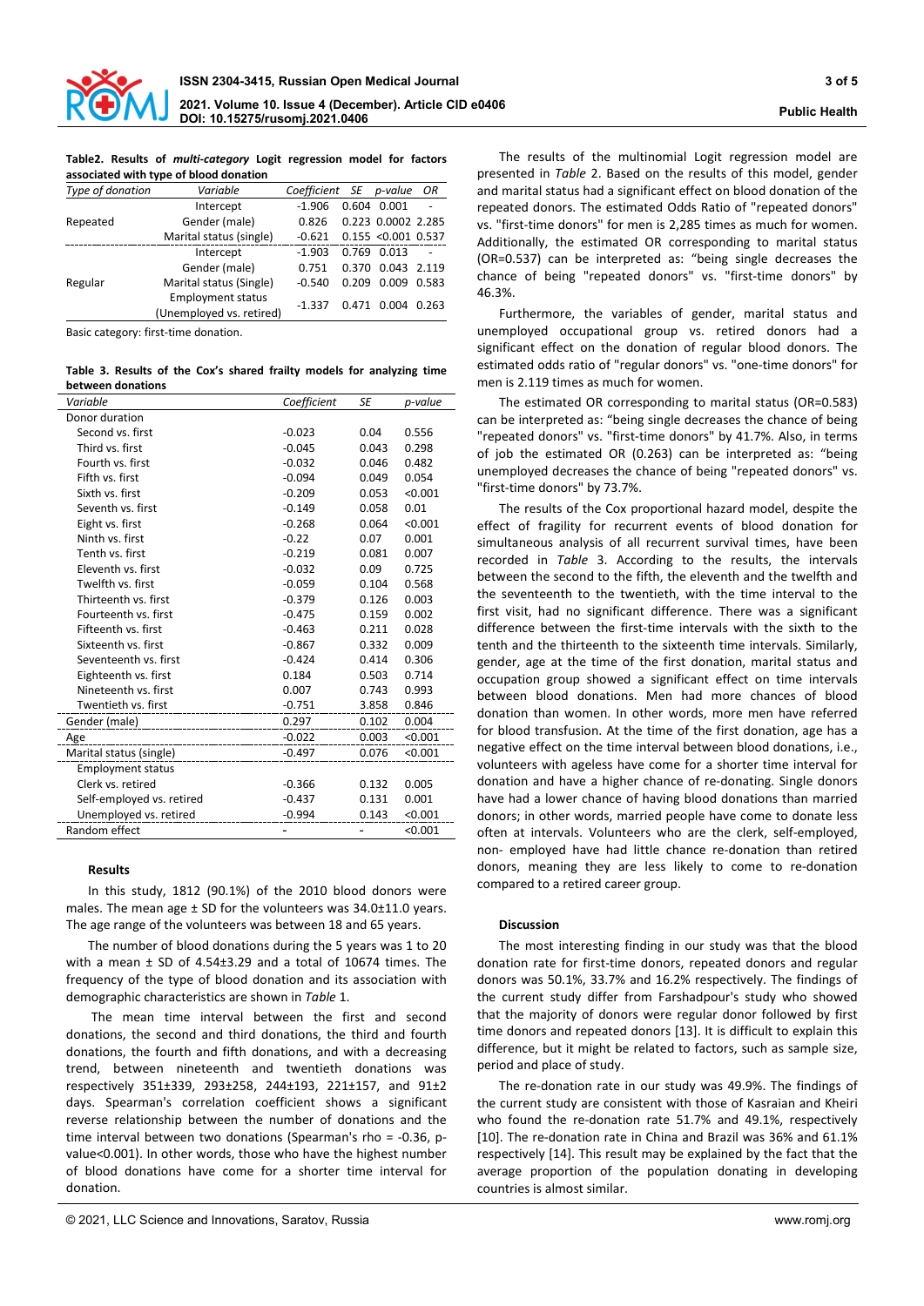**Table2. Results of *multi-category* Logit regression model for factors associated with type of blood donation**

| *Type of donation* | *Variable* | *Coefficient* | *SE* | *p-value* | *OR* |
|---|---|---|---|---|---|
| Repeated | Intercept | -1.906 | 0.604 | 0.001 | - |
| | Gender (male) | 0.826 | 0.223 | 0.0002 | 2.285 |
| | Marital status (single) | -0.621 | 0.155 | <0.001 | 0.537 |
| Regular | Intercept | -1.903 | 0.769 | 0.013 | - |
| | Gender (male) | 0.751 | 0.370 | 0.043 | 2.119 |
| | Marital status (Single) | -0.540 | 0.209 | 0.009 | 0.583 |
| | Employment status (Unemployed vs. retired) | -1.337 | 0.471 | 0.004 | 0.263 |

Basic category: first-time donation.

**Table 3. Results of the Cox's shared frailty models for analyzing time between donations**

| *Variable* | *Coefficient* | *SE* | *p-value* |
|---|---|---|---|
| Donor duration | | | |
| Second vs. first | -0.023 | 0.04 | 0.556 |
| Third vs. first | -0.045 | 0.043 | 0.298 |
| Fourth vs. first | -0.032 | 0.046 | 0.482 |
| Fifth vs. first | -0.094 | 0.049 | 0.054 |
| Sixth vs. first | -0.209 | 0.053 | <0.001 |
| Seventh vs. first | -0.149 | 0.058 | 0.01 |
| Eight vs. first | -0.268 | 0.064 | <0.001 |
| Ninth vs. first | -0.22 | 0.07 | 0.001 |
| Tenth vs. first | -0.219 | 0.081 | 0.007 |
| Eleventh vs. first | -0.032 | 0.09 | 0.725 |
| Twelfth vs. first | -0.059 | 0.104 | 0.568 |
| Thirteenth vs. first | -0.379 | 0.126 | 0.003 |
| Fourteenth vs. first | -0.475 | 0.159 | 0.002 |
| Fifteenth vs. first | -0.463 | 0.211 | 0.028 |
| Sixteenth vs. first | -0.867 | 0.332 | 0.009 |
| Seventeenth vs. first | -0.424 | 0.414 | 0.306 |
| Eighteenth vs. first | 0.184 | 0.503 | 0.714 |
| Nineteenth vs. first | 0.007 | 0.743 | 0.993 |
| Twentieth vs. first | -0.751 | 3.858 | 0.846 |
| Gender (male) | 0.297 | 0.102 | 0.004 |
| Age | -0.022 | 0.003 | <0.001 |
| Marital status (single) | -0.497 | 0.076 | <0.001 |
| Employment status | | | |
| Clerk vs. retired | -0.366 | 0.132 | 0.005 |
| Self-employed vs. retired | -0.437 | 0.131 | 0.001 |
| Unemployed vs. retired | -0.994 | 0.143 | <0.001 |
| Random effect | - | - | <0.001 |

### Results

In this study, 1812 (90.1%) of the 2010 blood donors were males. The mean age ± SD for the volunteers was 34.0±11.0 years. The age range of the volunteers was between 18 and 65 years.

The number of blood donations during the 5 years was 1 to 20 with a mean ± SD of 4.54±3.29 and a total of 10674 times. The frequency of the type of blood donation and its association with demographic characteristics are shown in *Table* 1.

The mean time interval between the first and second donations, the second and third donations, the third and fourth donations, the fourth and fifth donations, and with a decreasing trend, between nineteenth and twentieth donations was respectively 351±339, 293±258, 244±193, 221±157, and 91±2 days. Spearman's correlation coefficient shows a significant reverse relationship between the number of donations and the time interval between two donations (Spearman's rho = -0.36, p-value<0.001). In other words, those who have the highest number of blood donations have come for a shorter time interval for donation.

The results of the multinomial Logit regression model are presented in *Table* 2. Based on the results of this model, gender and marital status had a significant effect on blood donation of the repeated donors. The estimated Odds Ratio of "repeated donors" vs. "first-time donors" for men is 2,285 times as much for women. Additionally, the estimated OR corresponding to marital status (OR=0.537) can be interpreted as: "being single decreases the chance of being "repeated donors" vs. "first-time donors" by 46.3%.

Furthermore, the variables of gender, marital status and unemployed occupational group vs. retired donors had a significant effect on the donation of regular blood donors. The estimated odds ratio of "regular donors" vs. "one-time donors" for men is 2.119 times as much for women.

The estimated OR corresponding to marital status (OR=0.583) can be interpreted as: "being single decreases the chance of being "repeated donors" vs. "first-time donors" by 41.7%. Also, in terms of job the estimated OR (0.263) can be interpreted as: "being unemployed decreases the chance of being "repeated donors" vs. "first-time donors" by 73.7%.

The results of the Cox proportional hazard model, despite the effect of fragility for recurrent events of blood donation for simultaneous analysis of all recurrent survival times, have been recorded in *Table* 3. According to the results, the intervals between the second to the fifth, the eleventh and the twelfth and the seventeenth to the twentieth, with the time interval to the first visit, had no significant difference. There was a significant difference between the first-time intervals with the sixth to the tenth and the thirteenth to the sixteenth time intervals. Similarly, gender, age at the time of the first donation, marital status and occupation group showed a significant effect on time intervals between blood donations. Men had more chances of blood donation than women. In other words, more men have referred for blood transfusion. At the time of the first donation, age has a negative effect on the time interval between blood donations, i.e., volunteers with ageless have come for a shorter time interval for donation and have a higher chance of re-donating. Single donors have had a lower chance of having blood donations than married donors; in other words, married people have come to donate less often at intervals. Volunteers who are the clerk, self-employed, non- employed have had little chance re-donation than retired donors, meaning they are less likely to come to re-donation compared to a retired career group.

### Discussion

The most interesting finding in our study was that the blood donation rate for first-time donors, repeated donors and regular donors was 50.1%, 33.7% and 16.2% respectively. The findings of the current study differ from Farshadpour's study who showed that the majority of donors were regular donor followed by first time donors and repeated donors [13]. It is difficult to explain this difference, but it might be related to factors, such as sample size, period and place of study.

The re-donation rate in our study was 49.9%. The findings of the current study are consistent with those of Kasraian and Kheiri who found the re-donation rate 51.7% and 49.1%, respectively [10]. The re-donation rate in China and Brazil was 36% and 61.1% respectively [14]. This result may be explained by the fact that the average proportion of the population donating in developing countries is almost similar.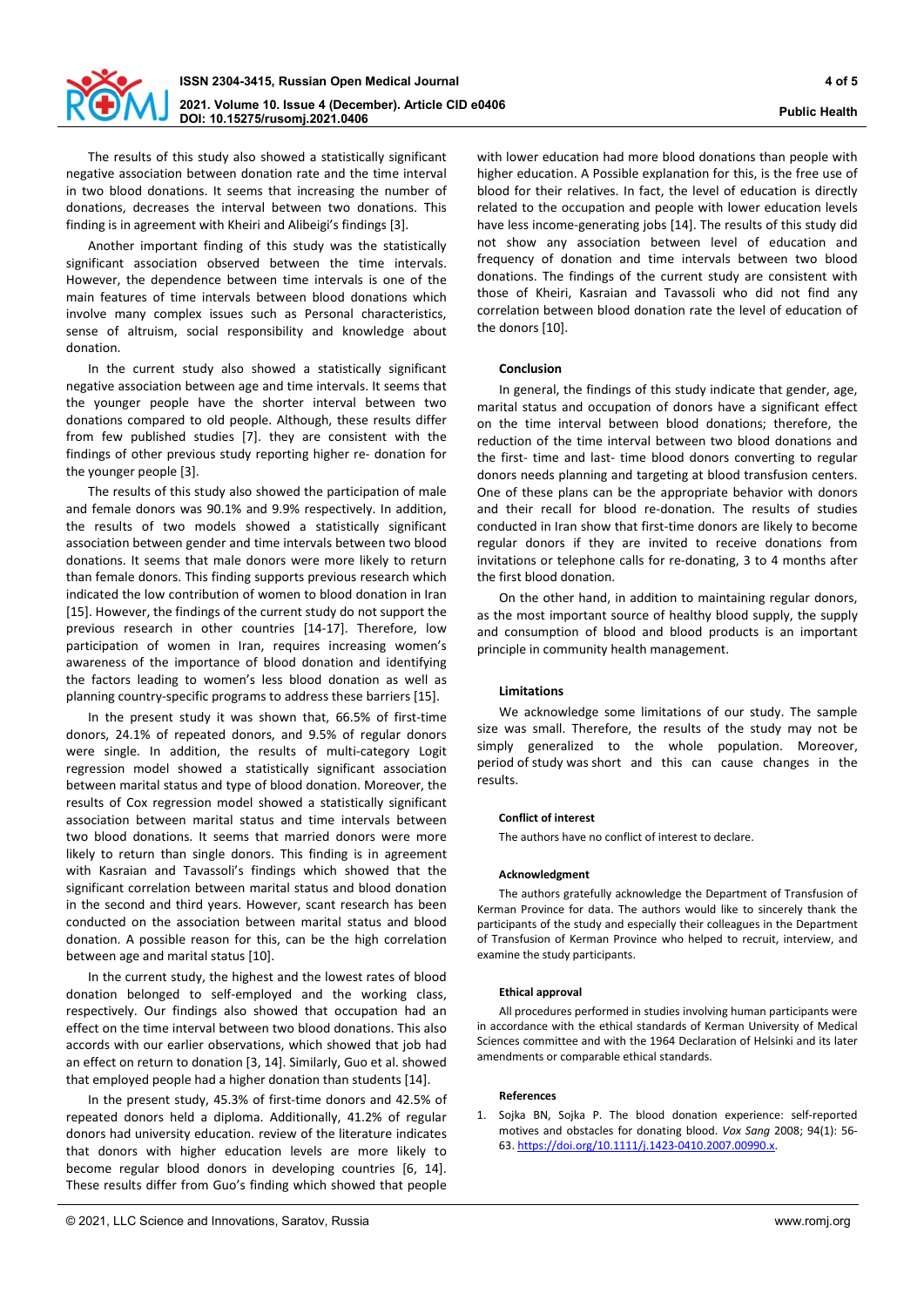The results of this study also showed a statistically significant negative association between donation rate and the time interval in two blood donations. It seems that increasing the number of donations, decreases the interval between two donations. This finding is in agreement with Kheiri and Alibeigi's findings [3].

Another important finding of this study was the statistically significant association observed between the time intervals. However, the dependence between time intervals is one of the main features of time intervals between blood donations which involve many complex issues such as Personal characteristics, sense of altruism, social responsibility and knowledge about donation.

In the current study also showed a statistically significant negative association between age and time intervals. It seems that the younger people have the shorter interval between two donations compared to old people. Although, these results differ from few published studies [7]. they are consistent with the findings of other previous study reporting higher re- donation for the younger people [3].

The results of this study also showed the participation of male and female donors was 90.1% and 9.9% respectively. In addition, the results of two models showed a statistically significant association between gender and time intervals between two blood donations. It seems that male donors were more likely to return than female donors. This finding supports previous research which indicated the low contribution of women to blood donation in Iran [15]. However, the findings of the current study do not support the previous research in other countries [14-17]. Therefore, low participation of women in Iran, requires increasing women's awareness of the importance of blood donation and identifying the factors leading to women's less blood donation as well as planning country-specific programs to address these barriers [15].

In the present study it was shown that, 66.5% of first-time donors, 24.1% of repeated donors, and 9.5% of regular donors were single. In addition, the results of multi-category Logit regression model showed a statistically significant association between marital status and type of blood donation. Moreover, the results of Cox regression model showed a statistically significant association between marital status and time intervals between two blood donations. It seems that married donors were more likely to return than single donors. This finding is in agreement with Kasraian and Tavassoli's findings which showed that the significant correlation between marital status and blood donation in the second and third years. However, scant research has been conducted on the association between marital status and blood donation. A possible reason for this, can be the high correlation between age and marital status [10].

In the current study, the highest and the lowest rates of blood donation belonged to self-employed and the working class, respectively. Our findings also showed that occupation had an effect on the time interval between two blood donations. This also accords with our earlier observations, which showed that job had an effect on return to donation [3, 14]. Similarly, Guo et al. showed that employed people had a higher donation than students [14].

In the present study, 45.3% of first-time donors and 42.5% of repeated donors held a diploma. Additionally, 41.2% of regular donors had university education. review of the literature indicates that donors with higher education levels are more likely to become regular blood donors in developing countries [6, 14]. These results differ from Guo's finding which showed that people with lower education had more blood donations than people with higher education. A Possible explanation for this, is the free use of blood for their relatives. In fact, the level of education is directly related to the occupation and people with lower education levels have less income-generating jobs [14]. The results of this study did not show any association between level of education and frequency of donation and time intervals between two blood donations. The findings of the current study are consistent with those of Kheiri, Kasraian and Tavassoli who did not find any correlation between blood donation rate the level of education of the donors [10].

## Conclusion

In general, the findings of this study indicate that gender, age, marital status and occupation of donors have a significant effect on the time interval between blood donations; therefore, the reduction of the time interval between two blood donations and the first- time and last- time blood donors converting to regular donors needs planning and targeting at blood transfusion centers. One of these plans can be the appropriate behavior with donors and their recall for blood re-donation. The results of studies conducted in Iran show that first-time donors are likely to become regular donors if they are invited to receive donations from invitations or telephone calls for re-donating, 3 to 4 months after the first blood donation.

On the other hand, in addition to maintaining regular donors, as the most important source of healthy blood supply, the supply and consumption of blood and blood products is an important principle in community health management.

## Limitations

We acknowledge some limitations of our study. The sample size was small. Therefore, the results of the study may not be simply generalized to the whole population. Moreover, period of study was short and this can cause changes in the results.

### Conflict of interest

The authors have no conflict of interest to declare.

### Acknowledgment

The authors gratefully acknowledge the Department of Transfusion of Kerman Province for data. The authors would like to sincerely thank the participants of the study and especially their colleagues in the Department of Transfusion of Kerman Province who helped to recruit, interview, and examine the study participants.

### Ethical approval

All procedures performed in studies involving human participants were in accordance with the ethical standards of Kerman University of Medical Sciences committee and with the 1964 Declaration of Helsinki and its later amendments or comparable ethical standards.

### References

1. Sojka BN, Sojka P. The blood donation experience: self-reported motives and obstacles for donating blood. *Vox Sang* 2008; 94(1): 56-63. https://doi.org/10.1111/j.1423-0410.2007.00990.x.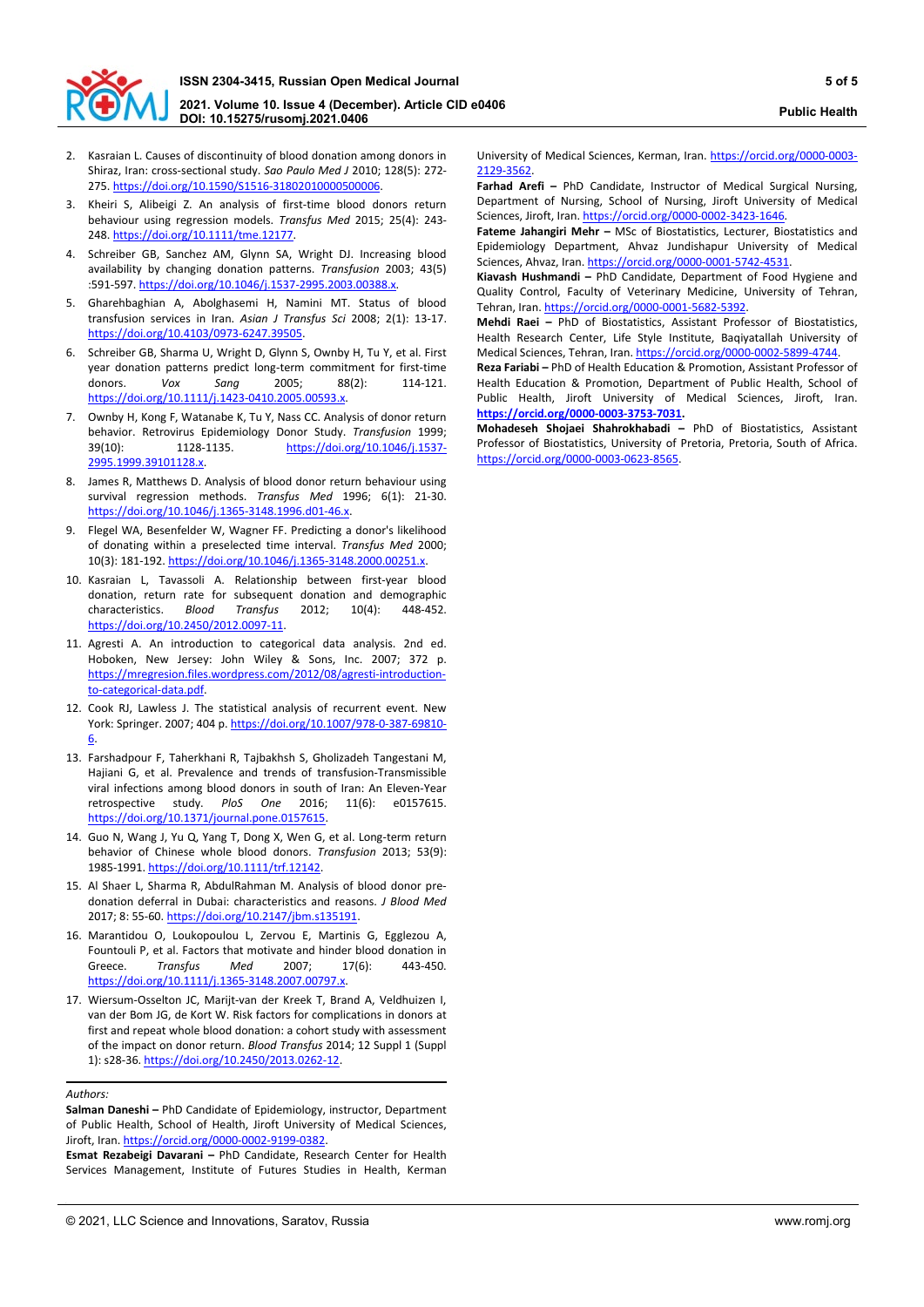2. Kasraian L. Causes of discontinuity of blood donation among donors in Shiraz, Iran: cross-sectional study. *Sao Paulo Med J* 2010; 128(5): 272-275. https://doi.org/10.1590/S1516-31802010000500006.
3. Kheiri S, Alibeigi Z. An analysis of first-time blood donors return behaviour using regression models. *Transfus Med* 2015; 25(4): 243-248. https://doi.org/10.1111/tme.12177.
4. Schreiber GB, Sanchez AM, Glynn SA, Wright DJ. Increasing blood availability by changing donation patterns. *Transfusion* 2003; 43(5) :591-597. https://doi.org/10.1046/j.1537-2995.2003.00388.x.
5. Gharehbaghian A, Abolghasemi H, Namini MT. Status of blood transfusion services in Iran. *Asian J Transfus Sci* 2008; 2(1): 13-17. https://doi.org/10.4103/0973-6247.39505.
6. Schreiber GB, Sharma U, Wright D, Glynn S, Ownby H, Tu Y, et al. First year donation patterns predict long-term commitment for first-time donors. *Vox Sang* 2005; 88(2): 114-121. https://doi.org/10.1111/j.1423-0410.2005.00593.x.
7. Ownby H, Kong F, Watanabe K, Tu Y, Nass CC. Analysis of donor return behavior. Retrovirus Epidemiology Donor Study. *Transfusion* 1999; 39(10): 1128-1135. https://doi.org/10.1046/j.1537-2995.1999.39101128.x.
8. James R, Matthews D. Analysis of blood donor return behaviour using survival regression methods. *Transfus Med* 1996; 6(1): 21-30. https://doi.org/10.1046/j.1365-3148.1996.d01-46.x.
9. Flegel WA, Besenfelder W, Wagner FF. Predicting a donor's likelihood of donating within a preselected time interval. *Transfus Med* 2000; 10(3): 181-192. https://doi.org/10.1046/j.1365-3148.2000.00251.x.
10. Kasraian L, Tavassoli A. Relationship between first-year blood donation, return rate for subsequent donation and demographic characteristics. *Blood Transfus* 2012; 10(4): 448-452. https://doi.org/10.2450/2012.0097-11.
11. Agresti A. An introduction to categorical data analysis. 2nd ed. Hoboken, New Jersey: John Wiley & Sons, Inc. 2007; 372 p. https://mregresion.files.wordpress.com/2012/08/agresti-introduction-to-categorical-data.pdf.
12. Cook RJ, Lawless J. The statistical analysis of recurrent event. New York: Springer. 2007; 404 p. https://doi.org/10.1007/978-0-387-69810-6.
13. Farshadpour F, Taherkhani R, Tajbakhsh S, Gholizadeh Tangestani M, Hajiani G, et al. Prevalence and trends of transfusion-Transmissible viral infections among blood donors in south of Iran: An Eleven-Year retrospective study. *PloS One* 2016; 11(6): e0157615. https://doi.org/10.1371/journal.pone.0157615.
14. Guo N, Wang J, Yu Q, Yang T, Dong X, Wen G, et al. Long-term return behavior of Chinese whole blood donors. *Transfusion* 2013; 53(9): 1985-1991. https://doi.org/10.1111/trf.12142.
15. Al Shaer L, Sharma R, AbdulRahman M. Analysis of blood donor pre-donation deferral in Dubai: characteristics and reasons. *J Blood Med* 2017; 8: 55-60. https://doi.org/10.2147/jbm.s135191.
16. Marantidou O, Loukopoulou L, Zervou E, Martinis G, Egglezou A, Fountouli P, et al. Factors that motivate and hinder blood donation in Greece. *Transfus Med* 2007; 17(6): 443-450. https://doi.org/10.1111/j.1365-3148.2007.00797.x.
17. Wiersum-Osselton JC, Marijt-van der Kreek T, Brand A, Veldhuizen I, van der Bom JG, de Kort W. Risk factors for complications in donors at first and repeat whole blood donation: a cohort study with assessment of the impact on donor return. *Blood Transfus* 2014; 12 Suppl 1 (Suppl 1): s28-36. https://doi.org/10.2450/2013.0262-12.

*Authors:*

**Salman Daneshi –** PhD Candidate of Epidemiology, instructor, Department of Public Health, School of Health, Jiroft University of Medical Sciences, Jiroft, Iran. https://orcid.org/0000-0002-9199-0382.

**Esmat Rezabeigi Davarani –** PhD Candidate, Research Center for Health Services Management, Institute of Futures Studies in Health, Kerman University of Medical Sciences, Kerman, Iran. https://orcid.org/0000-0003-2129-3562.

**Farhad Arefi –** PhD Candidate, Instructor of Medical Surgical Nursing, Department of Nursing, School of Nursing, Jiroft University of Medical Sciences, Jiroft, Iran. https://orcid.org/0000-0002-3423-1646.

**Fateme Jahangiri Mehr –** MSc of Biostatistics, Lecturer, Biostatistics and Epidemiology Department, Ahvaz Jundishapur University of Medical Sciences, Ahvaz, Iran. https://orcid.org/0000-0001-5742-4531.

**Kiavash Hushmandi –** PhD Candidate, Department of Food Hygiene and Quality Control, Faculty of Veterinary Medicine, University of Tehran, Tehran, Iran. https://orcid.org/0000-0001-5682-5392.

**Mehdi Raei –** PhD of Biostatistics, Assistant Professor of Biostatistics, Health Research Center, Life Style Institute, Baqiyatallah University of Medical Sciences, Tehran, Iran. https://orcid.org/0000-0002-5899-4744.

**Reza Fariabi –** PhD of Health Education & Promotion, Assistant Professor of Health Education & Promotion, Department of Public Health, School of Public Health, Jiroft University of Medical Sciences, Jiroft, Iran. **https://orcid.org/0000-0003-3753-7031.**

**Mohadeseh Shojaei Shahrokhabadi –** PhD of Biostatistics, Assistant Professor of Biostatistics, University of Pretoria, Pretoria, South of Africa. https://orcid.org/0000-0003-0623-8565.